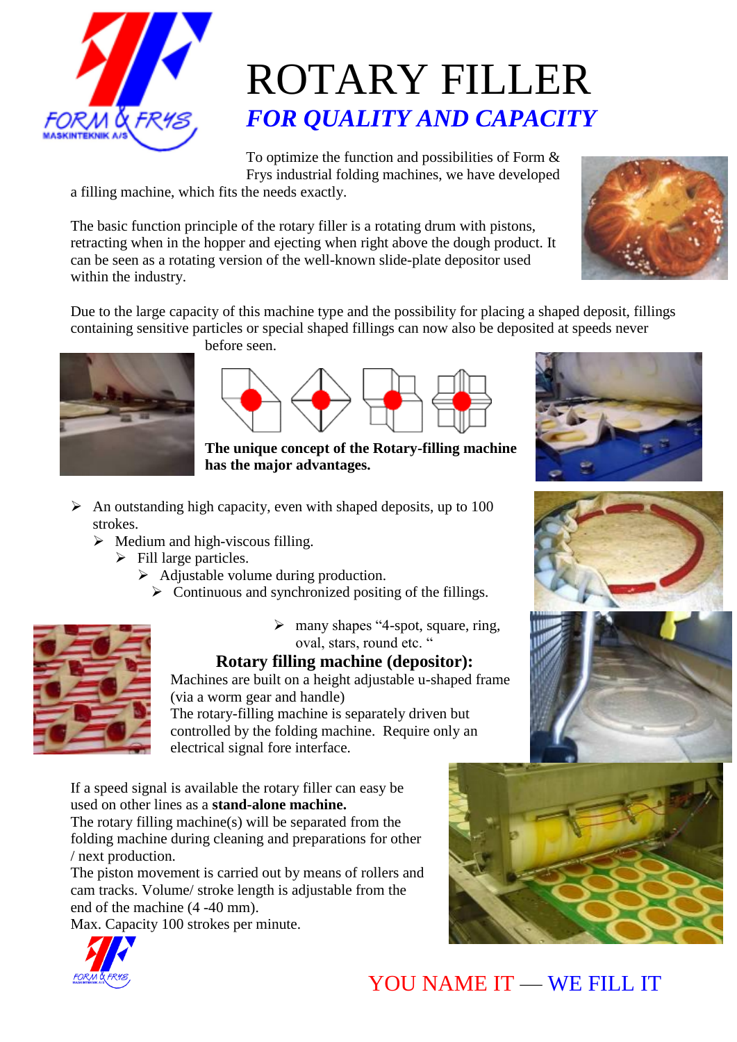# ROTARY FILLER

## *FOR QUALITY AND CAPACITY*

To optimize the function and possibilities of Form & Frys industrial folding machines, we have developed a filling machine, which fits the needs exactly.

The basic function principle of the rotary filler is a rotating drum with pistons, retracting when in the hopper and ejecting when right above the dough product. It can be seen as a rotating version of the well-known slide-plate depositor used within the industry.

Due to the large capacity of this machine type and the possibility for placing a shaped deposit, fillings containing sensitive particles or special shaped fillings can now also be deposited at speeds never before seen.

**The unique concept of the Rotary-filling machine has the major advantages.**

- An outstanding high capacity, even with shaped deposits, up to 100 strokes.
  - Medium and high-viscous filling.
    - Fill large particles.
      - Adjustable volume during production.
        - Continuous and synchronized positing of the fillings.
- many shapes "4-spot, square, ring, oval, stars, round etc. "

### Rotary filling machine (depositor):

Machines are built on a height adjustable u-shaped frame (via a worm gear and handle)
The rotary-filling machine is separately driven but controlled by the folding machine. Require only an electrical signal fore interface.

If a speed signal is available the rotary filler can easy be used on other lines as a **stand-alone machine.**
The rotary filling machine(s) will be separated from the folding machine during cleaning and preparations for other / next production.
The piston movement is carried out by means of rollers and cam tracks. Volume/ stroke length is adjustable from the end of the machine (4 -40 mm).
Max. Capacity 100 strokes per minute.

YOU NAME IT — WE FILL IT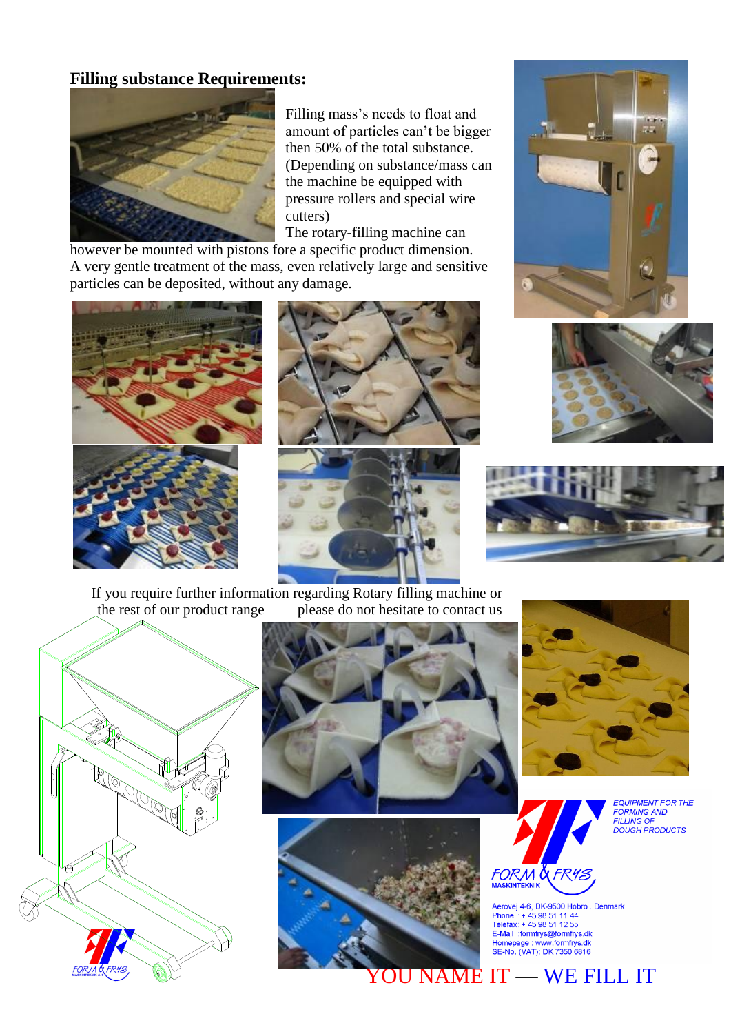## Filling substance Requirements:

Filling mass's needs to float and amount of particles can't be bigger then 50% of the total substance. (Depending on substance/mass can the machine be equipped with pressure rollers and special wire cutters)

The rotary-filling machine can however be mounted with pistons fore a specific product dimension. A very gentle treatment of the mass, even relatively large and sensitive particles can be deposited, without any damage.

If you require further information regarding Rotary filling machine or the rest of our product range please do not hesitate to contact us

*EQUIPMENT FOR THE FORMING AND FILLING OF DOUGH PRODUCTS*

FORM & FRYS
MASKINTEKNIK

Aerovej 4-6, DK-9500 Hobro . Denmark
Phone : + 45 98 51 11 44
Telefax: + 45 98 51 12 55
E-Mail :formfrys@formfrys.dk
Homepage : www.formfrys.dk
SE-No. (VAT): DK 7350 6816

YOU NAME IT — WE FILL IT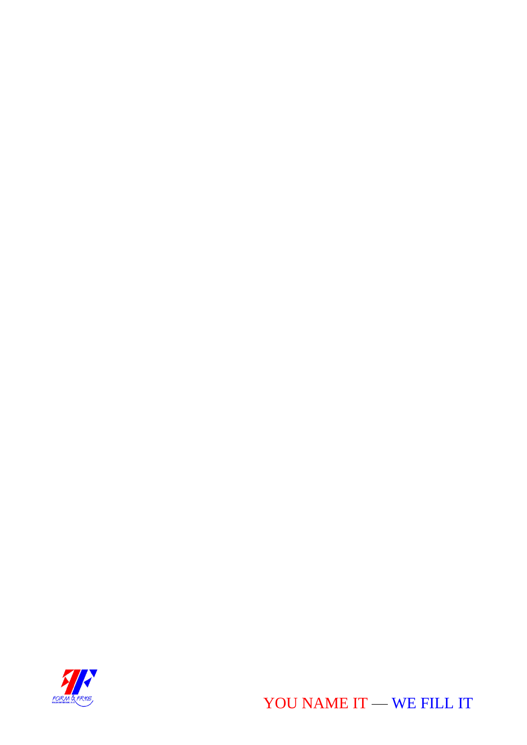YOU NAME IT — WE FILL IT